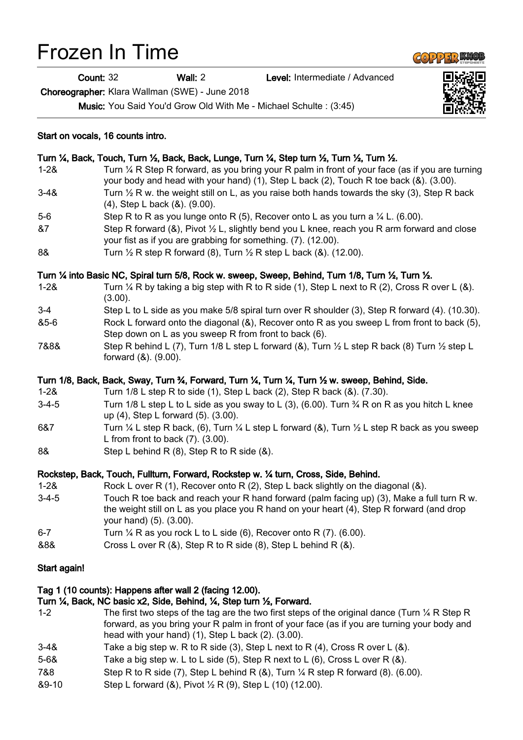# Frozen In Time

**Count:** 32 **Wall:** 2 **Level:** Intermediate / Advanced

**Choreographer:** Klara Wallman (SWE) - June 2018

**Music:** You Said You'd Grow Old With Me - Michael Schulte : (3:45)

**Start on vocals, 16 counts intro.**

**Turn ¼, Back, Touch, Turn ½, Back, Back, Lunge, Turn ¼, Step turn ½, Turn ½, Turn ½.**

| | |
|---|---|
| 1-2& | Turn ¼ R Step R forward, as you bring your R palm in front of your face (as if you are turning your body and head with your hand) (1), Step L back (2), Touch R toe back (&). (3.00). |
| 3-4& | Turn ½ R w. the weight still on L, as you raise both hands towards the sky (3), Step R back (4), Step L back (&). (9.00). |
| 5-6 | Step R to R as you lunge onto R (5), Recover onto L as you turn a ¼ L. (6.00). |
| &7 | Step R forward (&), Pivot ½ L, slightly bend you L knee, reach you R arm forward and close your fist as if you are grabbing for something. (7). (12.00). |
| 8& | Turn ½ R step R forward (8), Turn ½ R step L back (&). (12.00). |

**Turn ¼ into Basic NC, Spiral turn 5/8, Rock w. sweep, Sweep, Behind, Turn 1/8, Turn ½, Turn ½.**

| | |
|---|---|
| 1-2& | Turn ¼ R by taking a big step with R to R side (1), Step L next to R (2), Cross R over L (&). (3.00). |
| 3-4 | Step L to L side as you make 5/8 spiral turn over R shoulder (3), Step R forward (4). (10.30). |
| &5-6 | Rock L forward onto the diagonal (&), Recover onto R as you sweep L from front to back (5), Step down on L as you sweep R from front to back (6). |
| 7&8& | Step R behind L (7), Turn 1/8 L step L forward (&), Turn ½ L step R back (8) Turn ½ step L forward (&). (9.00). |

**Turn 1/8, Back, Back, Sway, Turn ¾, Forward, Turn ¼, Turn ¼, Turn ½ w. sweep, Behind, Side.**

| | |
|---|---|
| 1-2& | Turn 1/8 L step R to side (1), Step L back (2), Step R back (&). (7.30). |
| 3-4-5 | Turn 1/8 L step L to L side as you sway to L (3), (6.00). Turn ¾ R on R as you hitch L knee up (4), Step L forward (5). (3.00). |
| 6&7 | Turn ¼ L step R back, (6), Turn ¼ L step L forward (&), Turn ½ L step R back as you sweep L from front to back (7). (3.00). |
| 8& | Step L behind R (8), Step R to R side (&). |

**Rockstep, Back, Touch, Fullturn, Forward, Rockstep w. ¼ turn, Cross, Side, Behind.**

| | |
|---|---|
| 1-2& | Rock L over R (1), Recover onto R (2), Step L back slightly on the diagonal (&). |
| 3-4-5 | Touch R toe back and reach your R hand forward (palm facing up) (3), Make a full turn R w. the weight still on L as you place you R hand on your heart (4), Step R forward (and drop your hand) (5). (3.00). |
| 6-7 | Turn ¼ R as you rock L to L side (6), Recover onto R (7). (6.00). |
| &8& | Cross L over R (&), Step R to R side (8), Step L behind R (&). |

**Start again!**

**Tag 1 (10 counts): Happens after wall 2 (facing 12.00).**

**Turn ¼, Back, NC basic x2, Side, Behind, ¼, Step turn ½, Forward.**

| | |
|---|---|
| 1-2 | The first two steps of the tag are the two first steps of the original dance (Turn ¼ R Step R forward, as you bring your R palm in front of your face (as if you are turning your body and head with your hand) (1), Step L back (2). (3.00). |
| 3-4& | Take a big step w. R to R side (3), Step L next to R (4), Cross R over L (&). |
| 5-6& | Take a big step w. L to L side (5), Step R next to L (6), Cross L over R (&). |
| 7&8 | Step R to R side (7), Step L behind R (&), Turn ¼ R step R forward (8). (6.00). |
| &9-10 | Step L forward (&), Pivot ½ R (9), Step L (10) (12.00). |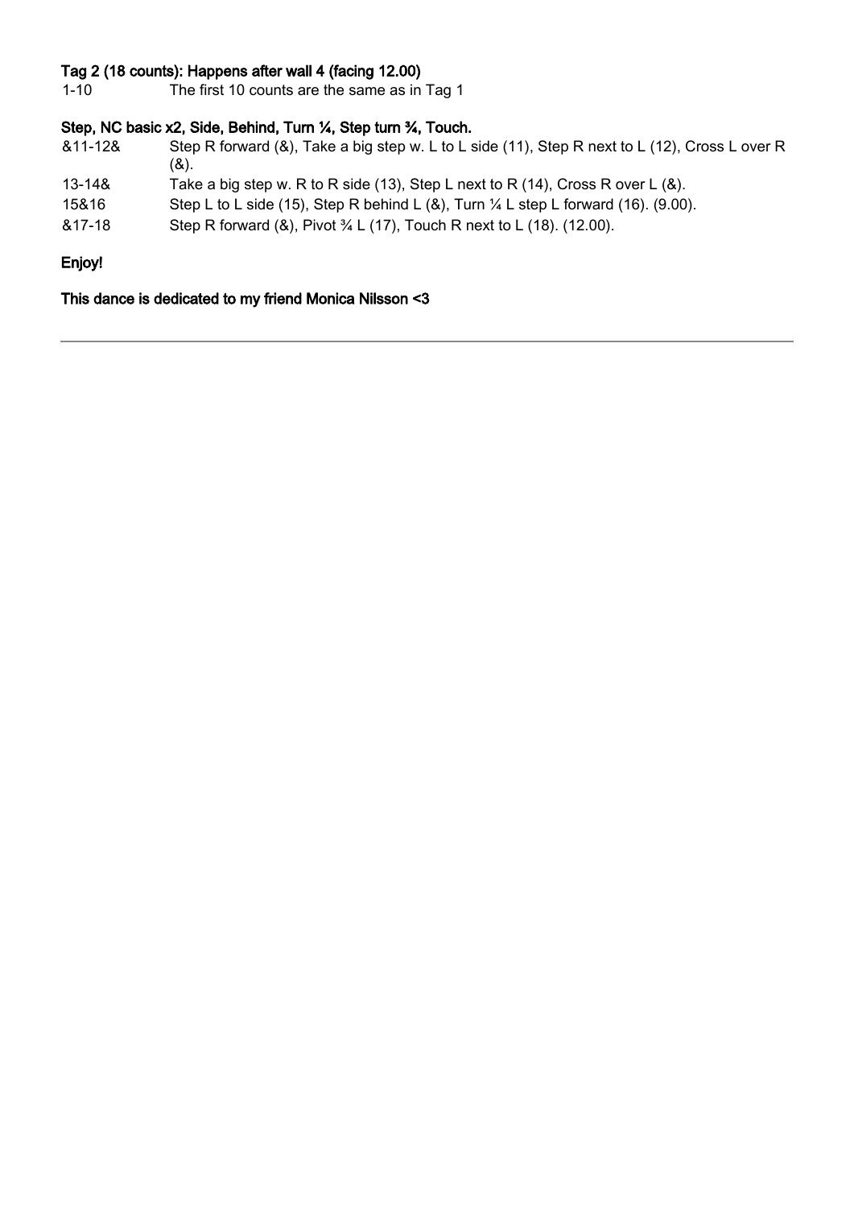**Tag 2 (18 counts): Happens after wall 4 (facing 12.00)**

| | |
|---|---|
| 1-10 | The first 10 counts are the same as in Tag 1 |

**Step, NC basic x2, Side, Behind, Turn ¼, Step turn ¾, Touch.**

| | |
|---|---|
| &11-12& | Step R forward (&), Take a big step w. L to L side (11), Step R next to L (12), Cross L over R (&). |
| 13-14& | Take a big step w. R to R side (13), Step L next to R (14), Cross R over L (&). |
| 15&16 | Step L to L side (15), Step R behind L (&), Turn ¼ L step L forward (16). (9.00). |
| &17-18 | Step R forward (&), Pivot ¾ L (17), Touch R next to L (18). (12.00). |

**Enjoy!**

**This dance is dedicated to my friend Monica Nilsson <3**

---